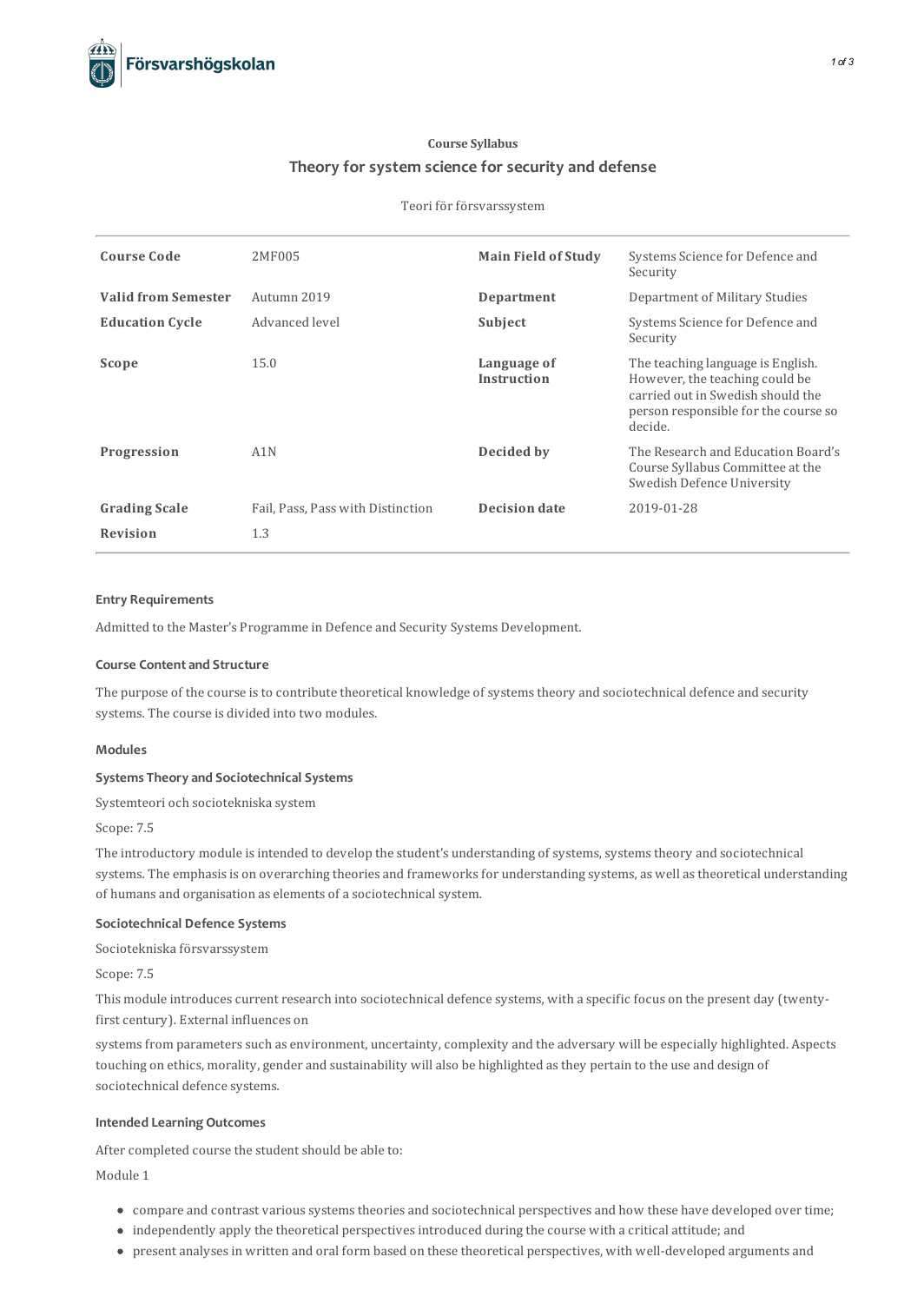Course Syllabus

# Theory for system science for security and defense

Teori för försvarssystem

| | | | |
|---|---|---|---|
| **Course Code** | 2MF005 | **Main Field of Study** | Systems Science for Defence and Security |
| **Valid from Semester** | Autumn 2019 | **Department** | Department of Military Studies |
| **Education Cycle** | Advanced level | **Subject** | Systems Science for Defence and Security |
| **Scope** | 15.0 | **Language of Instruction** | The teaching language is English. However, the teaching could be carried out in Swedish should the person responsible for the course so decide. |
| **Progression** | A1N | **Decided by** | The Research and Education Board's Course Syllabus Committee at the Swedish Defence University |
| **Grading Scale** | Fail, Pass, Pass with Distinction | **Decision date** | 2019-01-28 |
| **Revision** | 1.3 | | |

## Entry Requirements

Admitted to the Master's Programme in Defence and Security Systems Development.

## Course Content and Structure

The purpose of the course is to contribute theoretical knowledge of systems theory and sociotechnical defence and security systems. The course is divided into two modules.

### Modules

#### Systems Theory and Sociotechnical Systems

Systemteori och sociotekniska system

Scope: 7.5

The introductory module is intended to develop the student's understanding of systems, systems theory and sociotechnical systems. The emphasis is on overarching theories and frameworks for understanding systems, as well as theoretical understanding of humans and organisation as elements of a sociotechnical system.

#### Sociotechnical Defence Systems

Sociotekniska försvarssystem

Scope: 7.5

This module introduces current research into sociotechnical defence systems, with a specific focus on the present day (twenty-first century). External influences on systems from parameters such as environment, uncertainty, complexity and the adversary will be especially highlighted. Aspects touching on ethics, morality, gender and sustainability will also be highlighted as they pertain to the use and design of sociotechnical defence systems.

## Intended Learning Outcomes

After completed course the student should be able to:

Module 1

- compare and contrast various systems theories and sociotechnical perspectives and how these have developed over time;
- independently apply the theoretical perspectives introduced during the course with a critical attitude; and
- present analyses in written and oral form based on these theoretical perspectives, with well-developed arguments and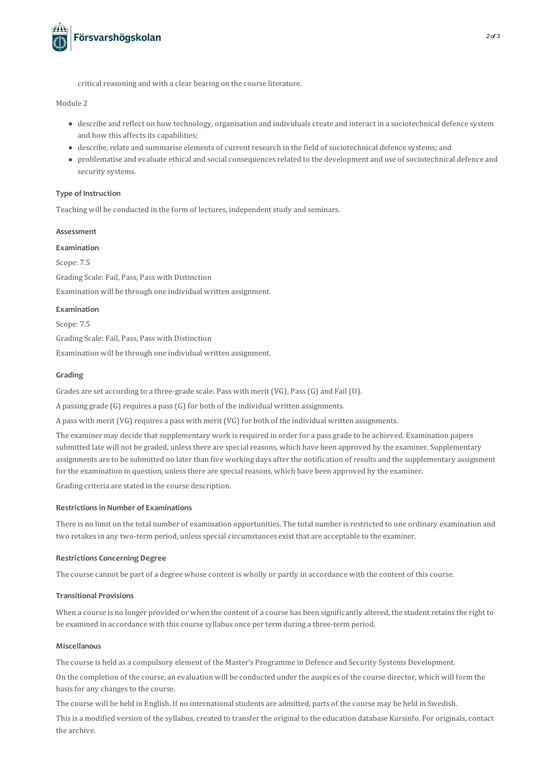critical reasoning and with a clear bearing on the course literature.

Module 2

- describe and reflect on how technology, organisation and individuals create and interact in a sociotechnical defence system and how this affects its capabilities;
- describe, relate and summarise elements of current research in the field of sociotechnical defence systems; and
- problematise and evaluate ethical and social consequences related to the development and use of sociotechnical defence and security systems.

### Type of Instruction

Teaching will be conducted in the form of lectures, independent study and seminars.

### Assessment

#### Examination

Scope: 7.5

Grading Scale: Fail, Pass, Pass with Distinction

Examination will be through one individual written assignment.

#### Examination

Scope: 7.5

Grading Scale: Fail, Pass, Pass with Distinction

Examination will be through one individual written assignment.

### Grading

Grades are set according to a three-grade scale: Pass with merit (VG), Pass (G) and Fail (U).

A passing grade (G) requires a pass (G) for both of the individual written assignments.

A pass with merit (VG) requires a pass with merit (VG) for both of the individual written assignments.

The examiner may decide that supplementary work is required in order for a pass grade to be achieved. Examination papers submitted late will not be graded, unless there are special reasons, which have been approved by the examiner. Supplementary assignments are to be submitted no later than five working days after the notification of results and the supplementary assignment for the examination in question, unless there are special reasons, which have been approved by the examiner.

Grading criteria are stated in the course description.

### Restrictions in Number of Examinations

There is no limit on the total number of examination opportunities. The total number is restricted to one ordinary examination and two retakes in any two-term period, unless special circumstances exist that are acceptable to the examiner.

### Restrictions Concerning Degree

The course cannot be part of a degree whose content is wholly or partly in accordance with the content of this course.

### Transitional Provisions

When a course is no longer provided or when the content of a course has been significantly altered, the student retains the right to be examined in accordance with this course syllabus once per term during a three-term period.

### Miscellanous

The course is held as a compulsory element of the Master's Programme in Defence and Security Systems Development.

On the completion of the course, an evaluation will be conducted under the auspices of the course director, which will form the basis for any changes to the course.

The course will be held in English. If no international students are admitted, parts of the course may be held in Swedish.

This is a modified version of the syllabus, created to transfer the original to the education database Kursinfo. For originals, contact the archive.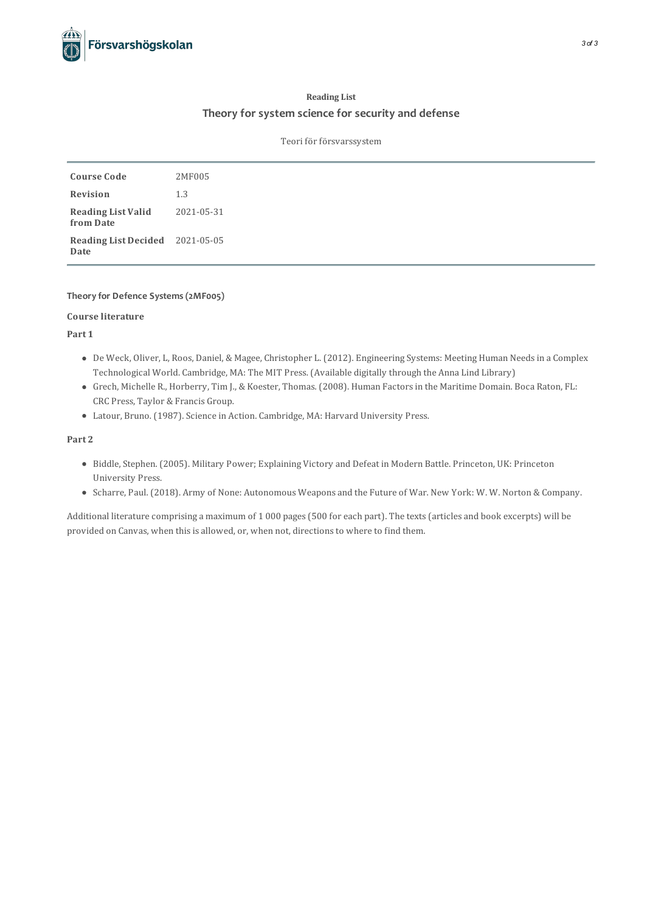**Reading List**

## Theory for system science for security and defense

Teori för försvarssystem

| | |
|---|---|
| **Course Code** | 2MF005 |
| **Revision** | 1.3 |
| **Reading List Valid from Date** | 2021-05-31 |
| **Reading List Decided Date** | 2021-05-05 |

### Theory for Defence Systems (2MF005)

**Course literature**

**Part 1**

- De Weck, Oliver, L, Roos, Daniel, & Magee, Christopher L. (2012). Engineering Systems: Meeting Human Needs in a Complex Technological World. Cambridge, MA: The MIT Press. (Available digitally through the Anna Lind Library)
- Grech, Michelle R., Horberry, Tim J., & Koester, Thomas. (2008). Human Factors in the Maritime Domain. Boca Raton, FL: CRC Press, Taylor & Francis Group.
- Latour, Bruno. (1987). Science in Action. Cambridge, MA: Harvard University Press.

**Part 2**

- Biddle, Stephen. (2005). Military Power; Explaining Victory and Defeat in Modern Battle. Princeton, UK: Princeton University Press.
- Scharre, Paul. (2018). Army of None: Autonomous Weapons and the Future of War. New York: W. W. Norton & Company.

Additional literature comprising a maximum of 1 000 pages (500 for each part). The texts (articles and book excerpts) will be provided on Canvas, when this is allowed, or, when not, directions to where to find them.